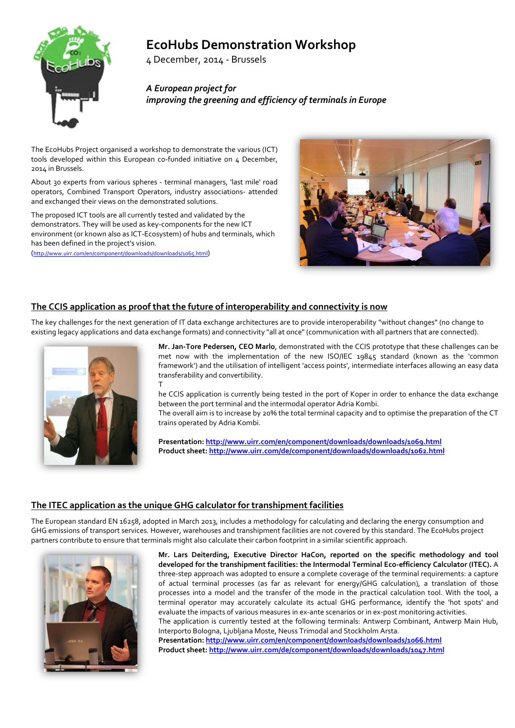# EcoHubs Demonstration Workshop

4 December, 2014 - Brussels

*A European project for improving the greening and efficiency of terminals in Europe*

The EcoHubs Project organised a workshop to demonstrate the various (ICT) tools developed within this European co-funded initiative on 4 December, 2014 in Brussels.

About 30 experts from various spheres - terminal managers, 'last mile' road operators, Combined Transport Operators, industry associations- attended and exchanged their views on the demonstrated solutions.

The proposed ICT tools are all currently tested and validated by the demonstrators. They will be used as key-components for the new ICT environment (or known also as ICT-Ecosystem) of hubs and terminals, which has been defined in the project's vision.
(http://www.uirr.com/en/component/downloads/downloads/1065.html)

## The CCIS application as proof that the future of interoperability and connectivity is now

The key challenges for the next generation of IT data exchange architectures are to provide interoperability "without changes" (no change to existing legacy applications and data exchange formats) and connectivity "all at once" (communication with all partners that are connected).

**Mr. Jan-Tore Pedersen, CEO Marlo**, demonstrated with the CCIS prototype that these challenges can be met now with the implementation of the new ISO/IEC 19845 standard (known as the 'common framework') and the utilisation of intelligent 'access points', intermediate interfaces allowing an easy data transferability and convertibility.

T

he CCIS application is currently being tested in the port of Koper in order to enhance the data exchange between the port terminal and the intermodal operator Adria Kombi.
The overall aim is to increase by 20% the total terminal capacity and to optimise the preparation of the CT trains operated by Adria Kombi.

**Presentation: http://www.uirr.com/en/component/downloads/downloads/1069.html**
**Product sheet: http://www.uirr.com/de/component/downloads/downloads/1062.html**

## The ITEC application as the unique GHG calculator for transhipment facilities

The European standard EN 16258, adopted in March 2013, includes a methodology for calculating and declaring the energy consumption and GHG emissions of transport services. However, warehouses and transhipment facilities are not covered by this standard. The EcoHubs project partners contribute to ensure that terminals might also calculate their carbon footprint in a similar scientific approach.

**Mr. Lars Deiterding, Executive Director HaCon, reported on the specific methodology and tool developed for the transhipment facilities: the Intermodal Terminal Eco-efficiency Calculator (ITEC).** A three-step approach was adopted to ensure a complete coverage of the terminal requirements: a capture of actual terminal processes (as far as relevant for energy/GHG calculation), a translation of those processes into a model and the transfer of the mode in the practical calculation tool. With the tool, a terminal operator may accurately calculate its actual GHG performance, identify the 'hot spots' and evaluate the impacts of various measures in ex-ante scenarios or in ex-post monitoring activities.
The application is currently tested at the following terminals: Antwerp Combinant, Antwerp Main Hub, Interporto Bologna, Ljubljana Moste, Neuss Trimodal and Stockholm Arsta.
**Presentation: http://www.uirr.com/en/component/downloads/downloads/1066.html**
**Product sheet: http://www.uirr.com/de/component/downloads/downloads/1047.html**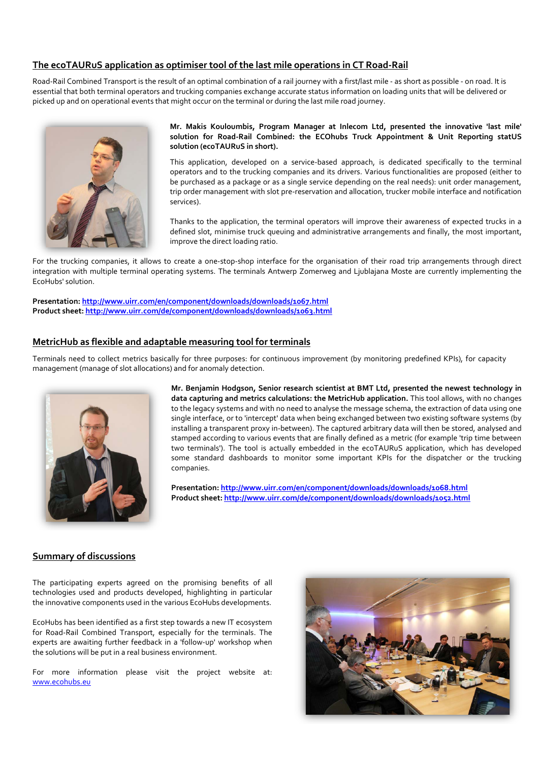## The ecoTAURuS application as optimiser tool of the last mile operations in CT Road-Rail

Road-Rail Combined Transport is the result of an optimal combination of a rail journey with a first/last mile - as short as possible - on road. It is essential that both terminal operators and trucking companies exchange accurate status information on loading units that will be delivered or picked up and on operational events that might occur on the terminal or during the last mile road journey.

**Mr. Makis Kouloumbis, Program Manager at Inlecom Ltd, presented the innovative 'last mile' solution for Road-Rail Combined: the ECOhubs Truck Appointment & Unit Reporting statUS solution (ecoTAURuS in short).**

This application, developed on a service-based approach, is dedicated specifically to the terminal operators and to the trucking companies and its drivers. Various functionalities are proposed (either to be purchased as a package or as a single service depending on the real needs): unit order management, trip order management with slot pre-reservation and allocation, trucker mobile interface and notification services).

Thanks to the application, the terminal operators will improve their awareness of expected trucks in a defined slot, minimise truck queuing and administrative arrangements and finally, the most important, improve the direct loading ratio.

For the trucking companies, it allows to create a one-stop-shop interface for the organisation of their road trip arrangements through direct integration with multiple terminal operating systems. The terminals Antwerp Zomerweg and Ljublajana Moste are currently implementing the EcoHubs' solution.

**Presentation:** http://www.uirr.com/en/component/downloads/downloads/1067.html
**Product sheet:** http://www.uirr.com/de/component/downloads/downloads/1063.html

## MetricHub as flexible and adaptable measuring tool for terminals

Terminals need to collect metrics basically for three purposes: for continuous improvement (by monitoring predefined KPIs), for capacity management (manage of slot allocations) and for anomaly detection.

**Mr. Benjamin Hodgson, Senior research scientist at BMT Ltd, presented the newest technology in data capturing and metrics calculations: the MetricHub application.** This tool allows, with no changes to the legacy systems and with no need to analyse the message schema, the extraction of data using one single interface, or to 'intercept' data when being exchanged between two existing software systems (by installing a transparent proxy in-between). The captured arbitrary data will then be stored, analysed and stamped according to various events that are finally defined as a metric (for example 'trip time between two terminals'). The tool is actually embedded in the ecoTAURuS application, which has developed some standard dashboards to monitor some important KPIs for the dispatcher or the trucking companies.

**Presentation:** http://www.uirr.com/en/component/downloads/downloads/1068.html
**Product sheet:** http://www.uirr.com/de/component/downloads/downloads/1052.html

## Summary of discussions

The participating experts agreed on the promising benefits of all technologies used and products developed, highlighting in particular the innovative components used in the various EcoHubs developments.

EcoHubs has been identified as a first step towards a new IT ecosystem for Road-Rail Combined Transport, especially for the terminals. The experts are awaiting further feedback in a 'follow-up' workshop when the solutions will be put in a real business environment.

For more information please visit the project website at: www.ecohubs.eu